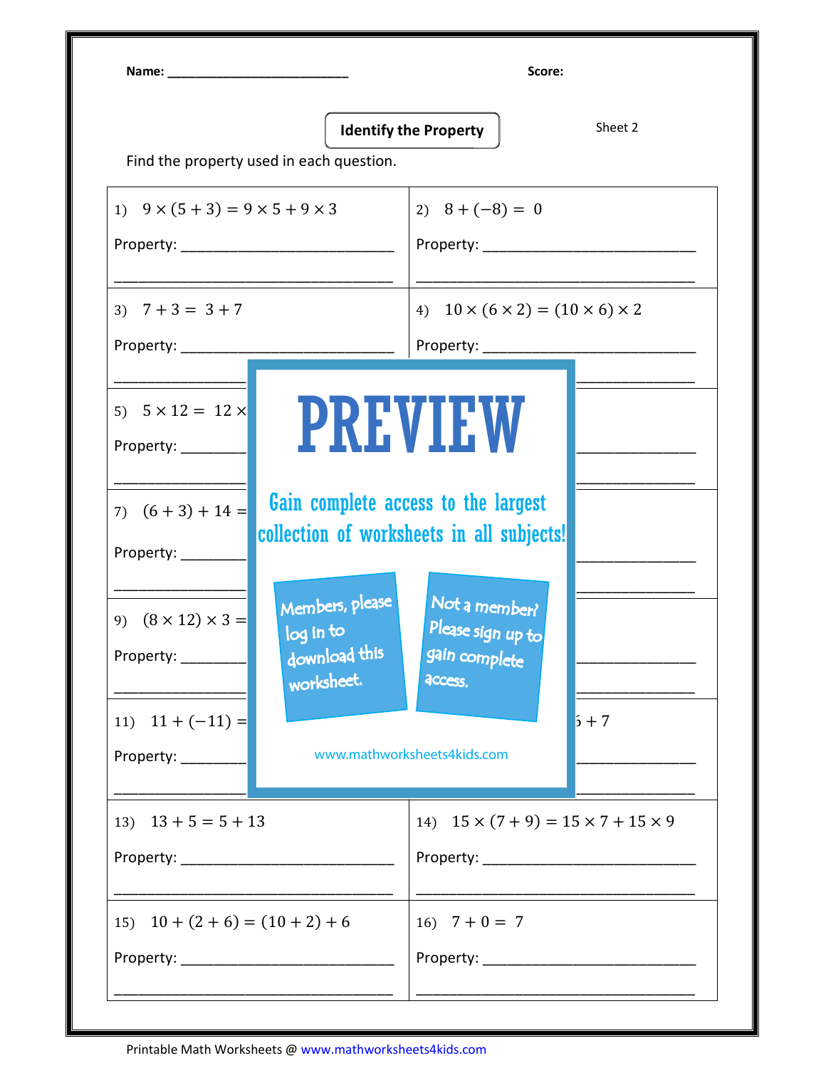Name: ___________________________ **Score:**

## Identify the Property

Sheet 2

Find the property used in each question.

| | |
|---|---|
| 1) $9 \times (5 + 3) = 9 \times 5 + 9 \times 3$<br><br>Property: ___________________________ | 2) $8 + (-8) = 0$<br><br>Property: ___________________________ |
| 3) $7 + 3 = 3 + 7$<br><br>Property: ___________________________ | 4) $10 \times (6 \times 2) = (10 \times 6) \times 2$<br><br>Property: ___________________________ |
| 5) $5 \times 12 = 12 \times$<br><br>Property: ________ | |
| 7) $(6 + 3) + 14 =$<br><br>Property: ________ | |
| 9) $(8 \times 12) \times 3 =$<br><br>Property: ________ | |
| 11) $11 + (-11) =$<br><br>Property: ________ | $6 + 7$<br><br>________ |
| 13) $13 + 5 = 5 + 13$<br><br>Property: ___________________________ | 14) $15 \times (7 + 9) = 15 \times 7 + 15 \times 9$<br><br>Property: ___________________________ |
| 15) $10 + (2 + 6) = (10 + 2) + 6$<br><br>Property: ___________________________ | 16) $7 + 0 = 7$<br><br>Property: ___________________________ |

**PREVIEW**

Gain complete access to the largest collection of worksheets in all subjects!

Members, please log in to download this worksheet.

Not a member? Please sign up to gain complete access.

www.mathworksheets4kids.com

Printable Math Worksheets @ www.mathworksheets4kids.com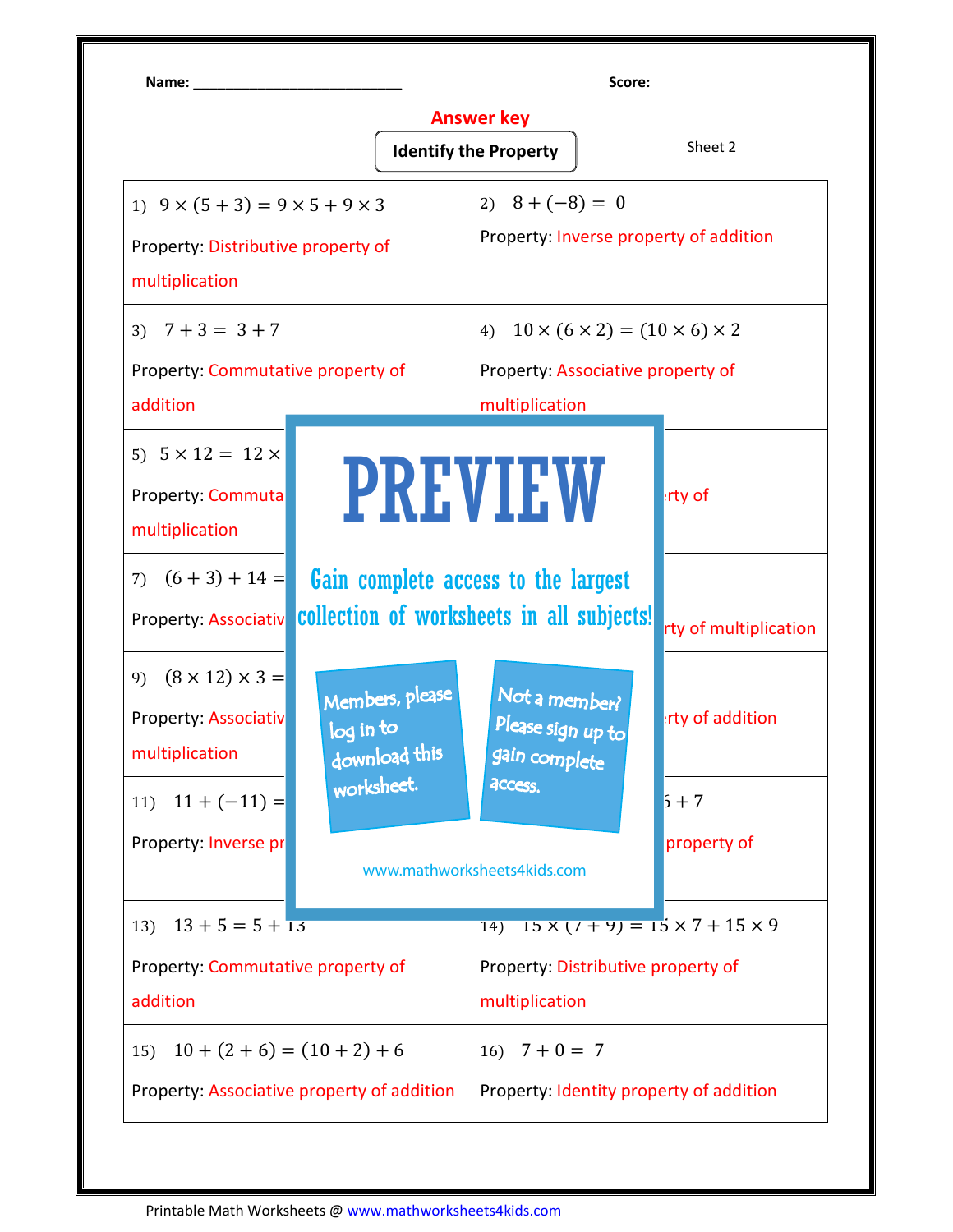Name: ___________________________ Score:

**Answer key**

## Identify the Property

Sheet 2

| | |
|---|---|
| 1) $9 \times (5 + 3) = 9 \times 5 + 9 \times 3$<br>Property: Distributive property of multiplication | 2) $8 + (-8) = 0$<br>Property: Inverse property of addition |
| 3) $7 + 3 = 3 + 7$<br>Property: Commutative property of addition | 4) $10 \times (6 \times 2) = (10 \times 6) \times 2$<br>Property: Associative property of multiplication |
| 5) $5 \times 12 = 12 \times$<br>Property: Commuta multiplication | rty of |
| 7) $(6 + 3) + 14 =$<br>Property: Associativ | rty of multiplication |
| 9) $(8 \times 12) \times 3 =$<br>Property: Associativ multiplication | rty of addition |
| 11) $11 + (-11) =$<br>Property: Inverse pr | $5 + 7$<br>property of |
| 13) $13 + 5 = 5 + 13$<br>Property: Commutative property of addition | 14) $15 \times (7 + 9) = 15 \times 7 + 15 \times 9$<br>Property: Distributive property of multiplication |
| 15) $10 + (2 + 6) = (10 + 2) + 6$<br>Property: Associative property of addition | 16) $7 + 0 = 7$<br>Property: Identity property of addition |

PREVIEW

Gain complete access to the largest collection of worksheets in all subjects!

Members, please log in to download this worksheet.

Not a member? Please sign up to gain complete access.

www.mathworksheets4kids.com

Printable Math Worksheets @ www.mathworksheets4kids.com